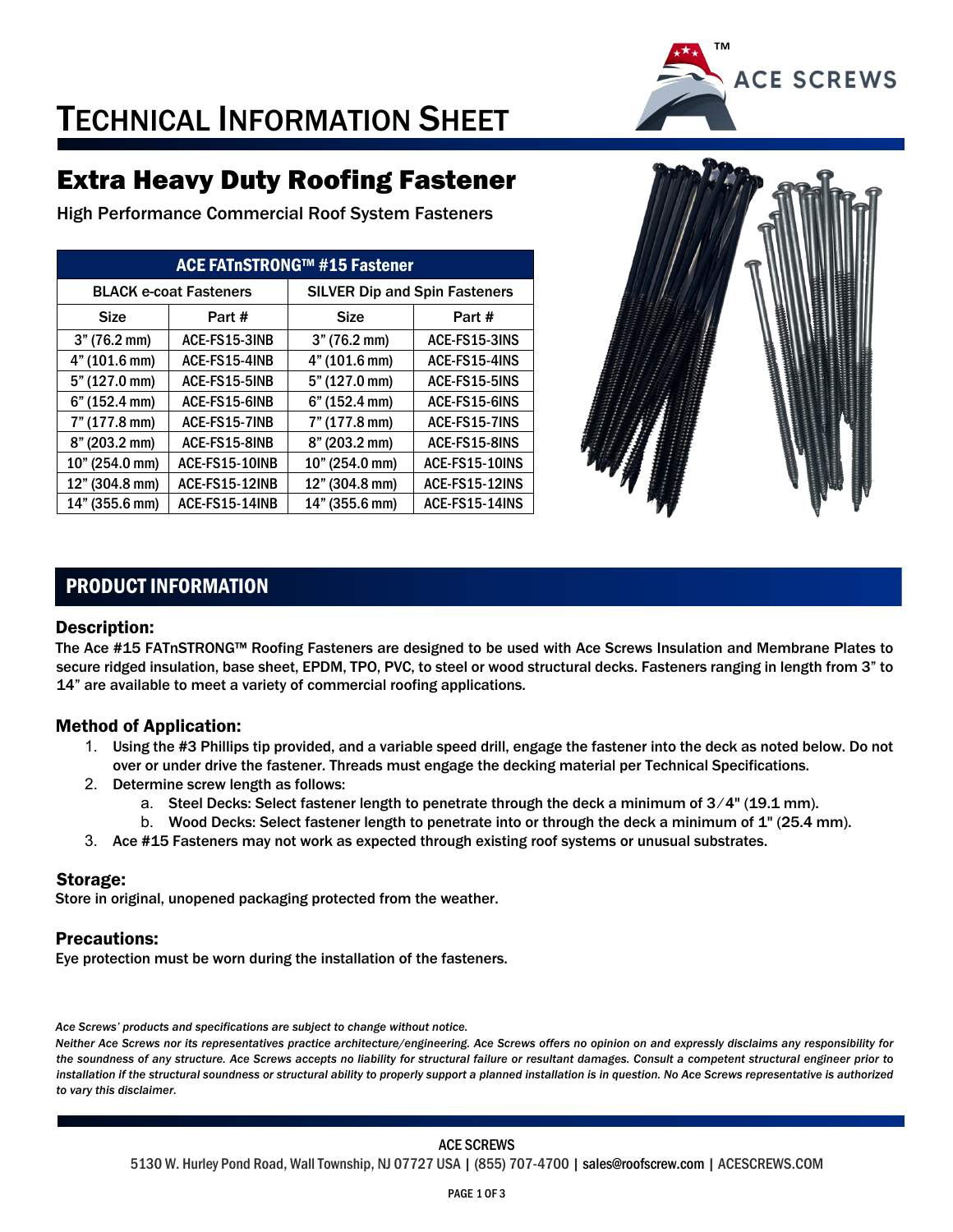# TECHNICAL INFORMATION SHEET

## Extra Heavy Duty Roofing Fastener

High Performance Commercial Roof System Fasteners

| ACE FATnSTRONG™ #15 Fastener | | | |
|---|---|---|---|
| BLACK e-coat Fasteners | | SILVER Dip and Spin Fasteners | |
| Size | Part # | Size | Part # |
| 3" (76.2 mm) | ACE-FS15-3INB | 3" (76.2 mm) | ACE-FS15-3INS |
| 4" (101.6 mm) | ACE-FS15-4INB | 4" (101.6 mm) | ACE-FS15-4INS |
| 5" (127.0 mm) | ACE-FS15-5INB | 5" (127.0 mm) | ACE-FS15-5INS |
| 6" (152.4 mm) | ACE-FS15-6INB | 6" (152.4 mm) | ACE-FS15-6INS |
| 7" (177.8 mm) | ACE-FS15-7INB | 7" (177.8 mm) | ACE-FS15-7INS |
| 8" (203.2 mm) | ACE-FS15-8INB | 8" (203.2 mm) | ACE-FS15-8INS |
| 10" (254.0 mm) | ACE-FS15-10INB | 10" (254.0 mm) | ACE-FS15-10INS |
| 12" (304.8 mm) | ACE-FS15-12INB | 12" (304.8 mm) | ACE-FS15-12INS |
| 14" (355.6 mm) | ACE-FS15-14INB | 14" (355.6 mm) | ACE-FS15-14INS |

## PRODUCT INFORMATION

### Description:

The Ace #15 FATnSTRONG™ Roofing Fasteners are designed to be used with Ace Screws Insulation and Membrane Plates to secure ridged insulation, base sheet, EPDM, TPO, PVC, to steel or wood structural decks. Fasteners ranging in length from 3" to 14" are available to meet a variety of commercial roofing applications.

### Method of Application:

1. Using the #3 Phillips tip provided, and a variable speed drill, engage the fastener into the deck as noted below. Do not over or under drive the fastener. Threads must engage the decking material per Technical Specifications.
2. Determine screw length as follows:
   a. Steel Decks: Select fastener length to penetrate through the deck a minimum of 3⁄4" (19.1 mm).
   b. Wood Decks: Select fastener length to penetrate into or through the deck a minimum of 1" (25.4 mm).
3. Ace #15 Fasteners may not work as expected through existing roof systems or unusual substrates.

### Storage:

Store in original, unopened packaging protected from the weather.

### Precautions:

Eye protection must be worn during the installation of the fasteners.

*Ace Screws' products and specifications are subject to change without notice.*

*Neither Ace Screws nor its representatives practice architecture/engineering. Ace Screws offers no opinion on and expressly disclaims any responsibility for the soundness of any structure. Ace Screws accepts no liability for structural failure or resultant damages. Consult a competent structural engineer prior to installation if the structural soundness or structural ability to properly support a planned installation is in question. No Ace Screws representative is authorized to vary this disclaimer.*

ACE SCREWS
5130 W. Hurley Pond Road, Wall Township, NJ 07727 USA | (855) 707-4700 | sales@roofscrew.com | ACESCREWS.COM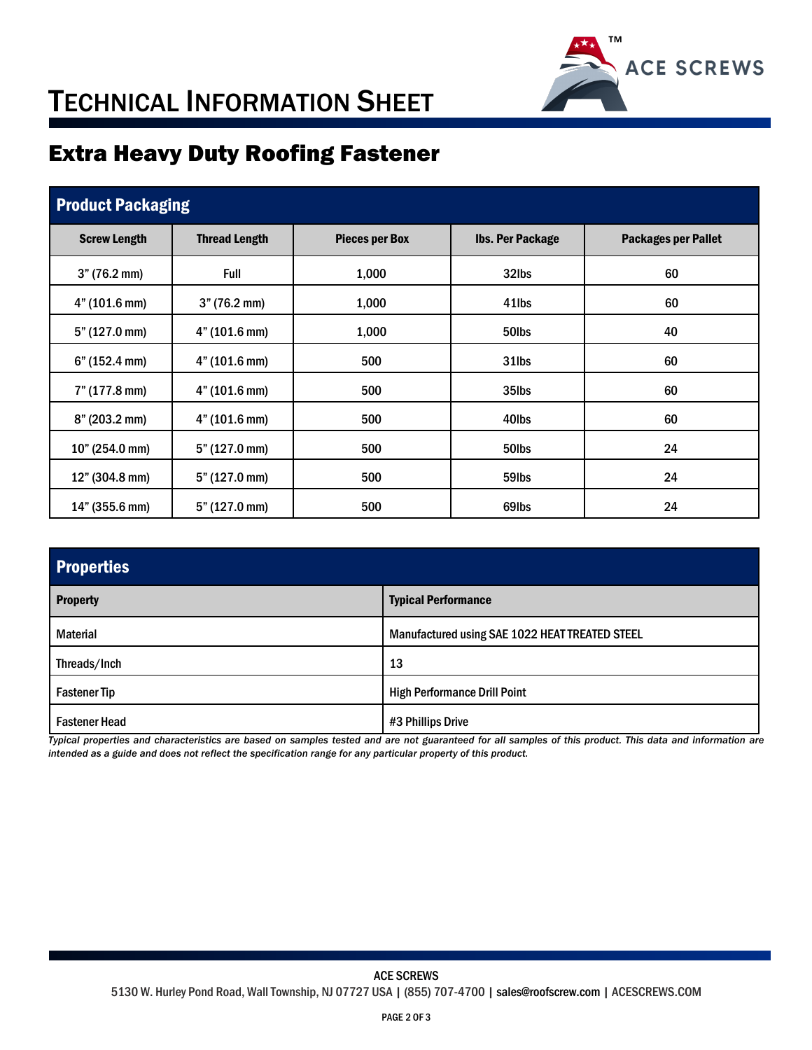# TECHNICAL INFORMATION SHEET

## Extra Heavy Duty Roofing Fastener

### Product Packaging

| Screw Length | Thread Length | Pieces per Box | lbs. Per Package | Packages per Pallet |
|---|---|---|---|---|
| 3" (76.2 mm) | Full | 1,000 | 32lbs | 60 |
| 4" (101.6 mm) | 3" (76.2 mm) | 1,000 | 41lbs | 60 |
| 5" (127.0 mm) | 4" (101.6 mm) | 1,000 | 50lbs | 40 |
| 6" (152.4 mm) | 4" (101.6 mm) | 500 | 31lbs | 60 |
| 7" (177.8 mm) | 4" (101.6 mm) | 500 | 35lbs | 60 |
| 8" (203.2 mm) | 4" (101.6 mm) | 500 | 40lbs | 60 |
| 10" (254.0 mm) | 5" (127.0 mm) | 500 | 50lbs | 24 |
| 12" (304.8 mm) | 5" (127.0 mm) | 500 | 59lbs | 24 |
| 14" (355.6 mm) | 5" (127.0 mm) | 500 | 69lbs | 24 |

### Properties

| Property | Typical Performance |
|---|---|
| Material | Manufactured using SAE 1022 HEAT TREATED STEEL |
| Threads/Inch | 13 |
| Fastener Tip | High Performance Drill Point |
| Fastener Head | #3 Phillips Drive |

*Typical properties and characteristics are based on samples tested and are not guaranteed for all samples of this product. This data and information are intended as a guide and does not reflect the specification range for any particular property of this product.*

ACE SCREWS
5130 W. Hurley Pond Road, Wall Township, NJ 07727 USA | (855) 707-4700 | sales@roofscrew.com | ACESCREWS.COM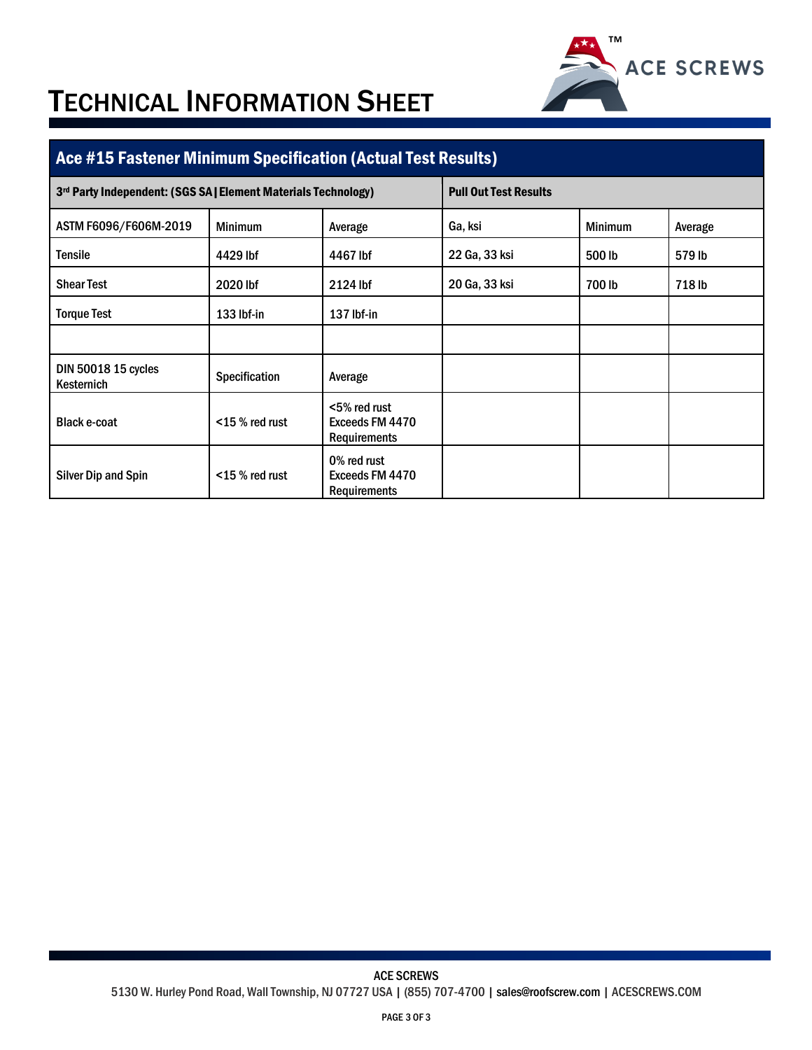# TECHNICAL INFORMATION SHEET

## Ace #15 Fastener Minimum Specification (Actual Test Results)

| 3rd Party Independent: (SGS SA \| Element Materials Technology) | | | Pull Out Test Results | | |
|---|---|---|---|---|---|
| ASTM F6096/F606M-2019 | Minimum | Average | Ga, ksi | Minimum | Average |
| Tensile | 4429 lbf | 4467 lbf | 22 Ga, 33 ksi | 500 lb | 579 lb |
| Shear Test | 2020 lbf | 2124 lbf | 20 Ga, 33 ksi | 700 lb | 718 lb |
| Torque Test | 133 lbf-in | 137 lbf-in | | | |
| | | | | | |
| DIN 50018 15 cycles Kesternich | Specification | Average | | | |
| Black e-coat | <15 % red rust | <5% red rust Exceeds FM 4470 Requirements | | | |
| Silver Dip and Spin | <15 % red rust | 0% red rust Exceeds FM 4470 Requirements | | | |

ACE SCREWS
5130 W. Hurley Pond Road, Wall Township, NJ 07727 USA | (855) 707-4700 | sales@roofscrew.com | ACESCREWS.COM